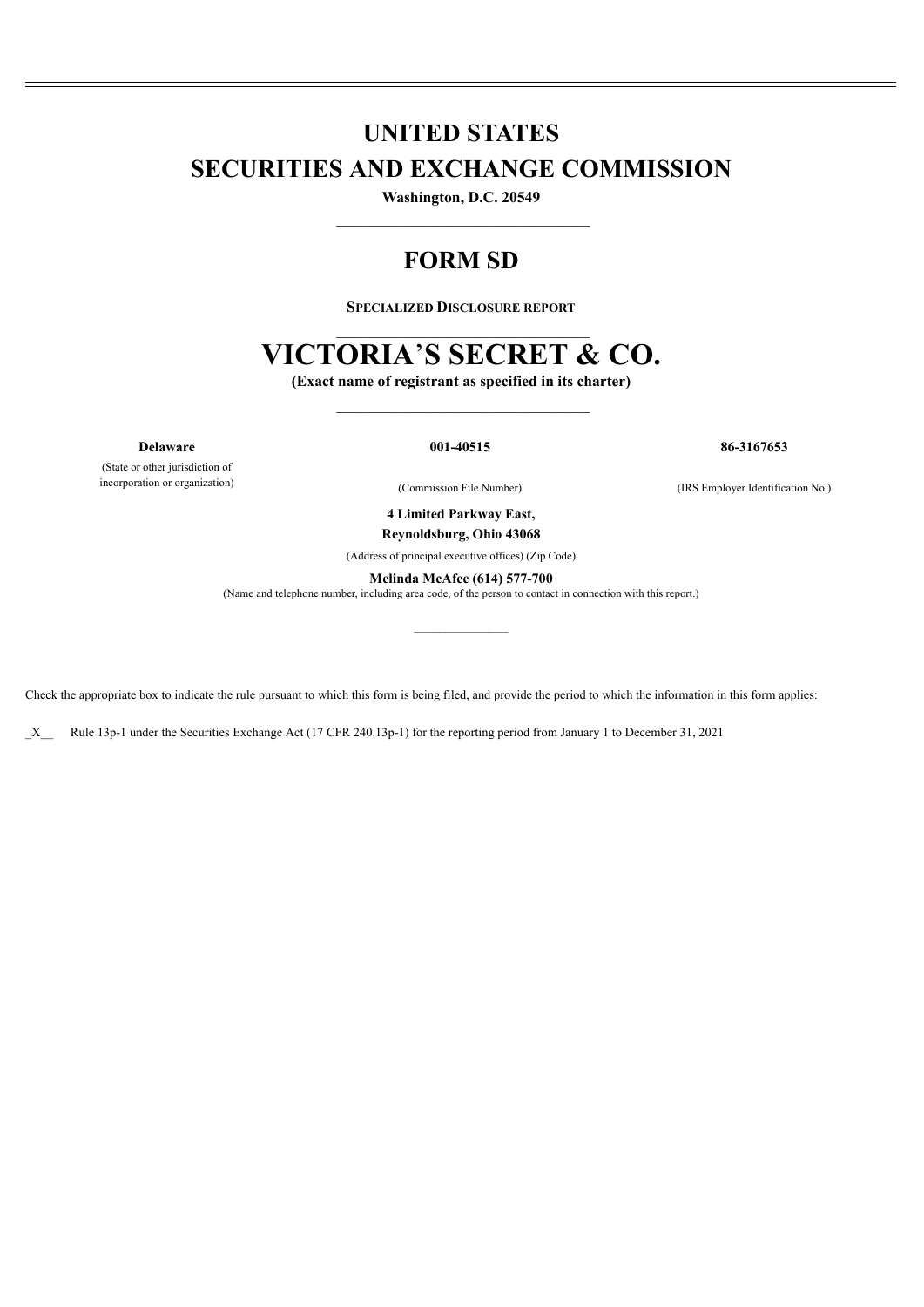# UNITED STATES

# SECURITIES AND EXCHANGE COMMISSION

**Washington, D.C. 20549**

---

# FORM SD

**SPECIALIZED DISCLOSURE REPORT**

---

# VICTORIA'S SECRET & CO.

**(Exact name of registrant as specified in its charter)**

---

| **Delaware** | **001-40515** | **86-3167653** |
|---|---|---|
| (State or other jurisdiction of incorporation or organization) | (Commission File Number) | (IRS Employer Identification No.) |

**4 Limited Parkway East,**
**Reynoldsburg, Ohio 43068**

(Address of principal executive offices) (Zip Code)

**Melinda McAfee (614) 577-700**

(Name and telephone number, including area code, of the person to contact in connection with this report.)

---

Check the appropriate box to indicate the rule pursuant to which this form is being filed, and provide the period to which the information in this form applies:

_X__ Rule 13p-1 under the Securities Exchange Act (17 CFR 240.13p-1) for the reporting period from January 1 to December 31, 2021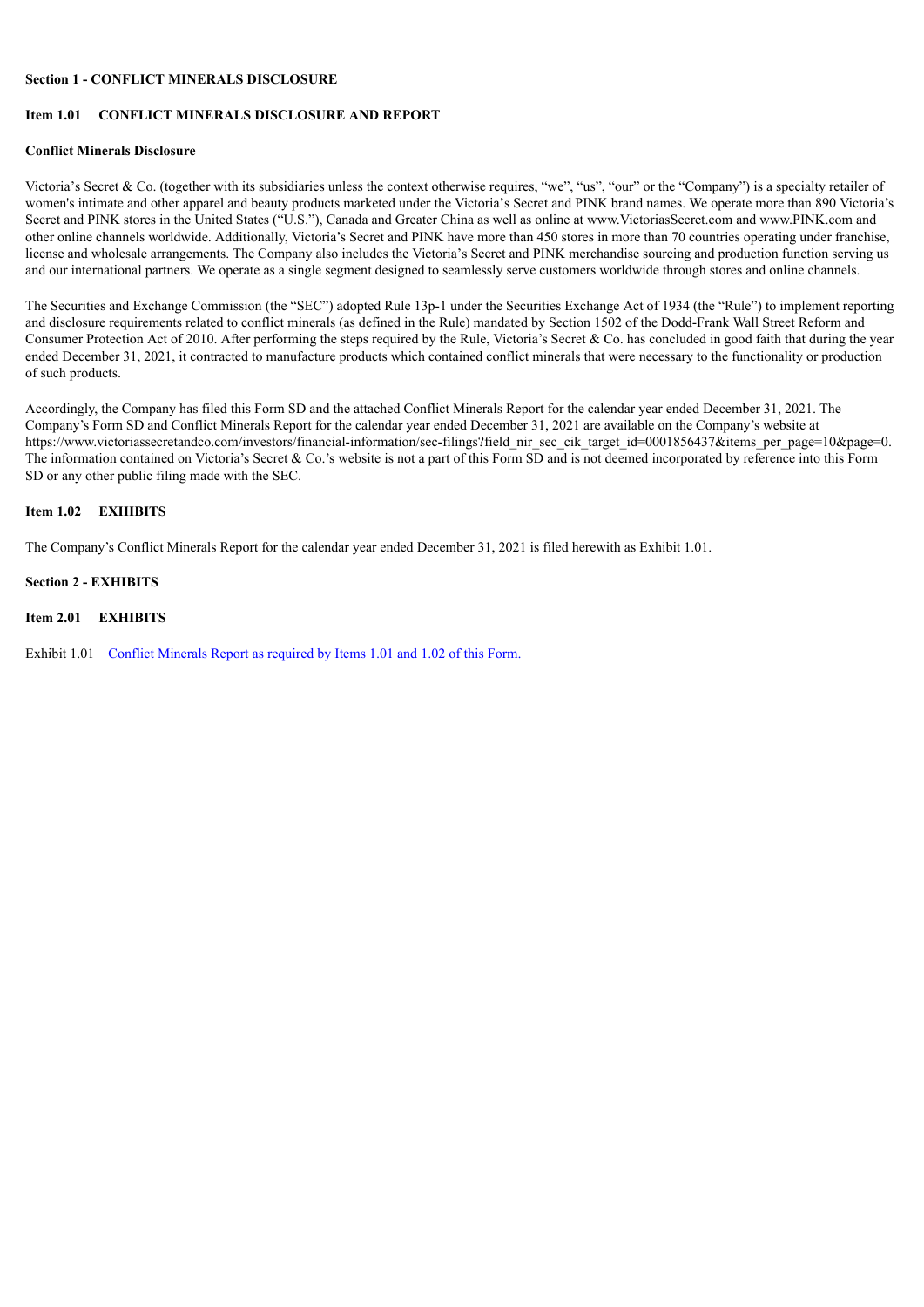**Section 1 - CONFLICT MINERALS DISCLOSURE**

**Item 1.01 CONFLICT MINERALS DISCLOSURE AND REPORT**

**Conflict Minerals Disclosure**

Victoria's Secret & Co. (together with its subsidiaries unless the context otherwise requires, "we", "us", "our" or the "Company") is a specialty retailer of women's intimate and other apparel and beauty products marketed under the Victoria's Secret and PINK brand names. We operate more than 890 Victoria's Secret and PINK stores in the United States ("U.S."), Canada and Greater China as well as online at www.VictoriasSecret.com and www.PINK.com and other online channels worldwide. Additionally, Victoria's Secret and PINK have more than 450 stores in more than 70 countries operating under franchise, license and wholesale arrangements. The Company also includes the Victoria's Secret and PINK merchandise sourcing and production function serving us and our international partners. We operate as a single segment designed to seamlessly serve customers worldwide through stores and online channels.

The Securities and Exchange Commission (the "SEC") adopted Rule 13p-1 under the Securities Exchange Act of 1934 (the "Rule") to implement reporting and disclosure requirements related to conflict minerals (as defined in the Rule) mandated by Section 1502 of the Dodd-Frank Wall Street Reform and Consumer Protection Act of 2010. After performing the steps required by the Rule, Victoria's Secret & Co. has concluded in good faith that during the year ended December 31, 2021, it contracted to manufacture products which contained conflict minerals that were necessary to the functionality or production of such products.

Accordingly, the Company has filed this Form SD and the attached Conflict Minerals Report for the calendar year ended December 31, 2021. The Company's Form SD and Conflict Minerals Report for the calendar year ended December 31, 2021 are available on the Company's website at https://www.victoriassecretandco.com/investors/financial-information/sec-filings?field_nir_sec_cik_target_id=0001856437&items_per_page=10&page=0. The information contained on Victoria's Secret & Co.'s website is not a part of this Form SD and is not deemed incorporated by reference into this Form SD or any other public filing made with the SEC.

**Item 1.02 EXHIBITS**

The Company's Conflict Minerals Report for the calendar year ended December 31, 2021 is filed herewith as Exhibit 1.01.

**Section 2 - EXHIBITS**

**Item 2.01 EXHIBITS**

Exhibit 1.01 Conflict Minerals Report as required by Items 1.01 and 1.02 of this Form.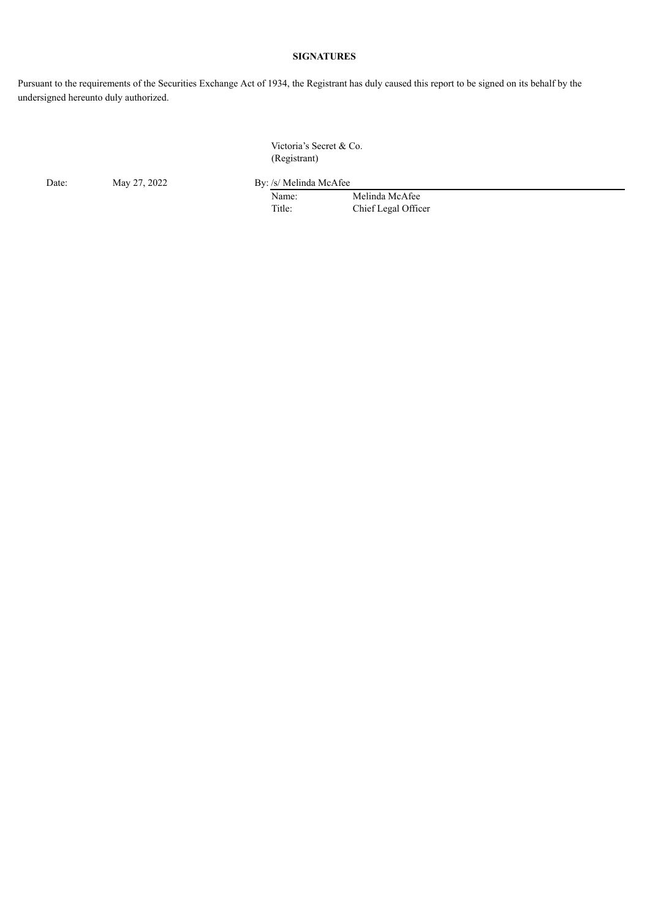**SIGNATURES**

Pursuant to the requirements of the Securities Exchange Act of 1934, the Registrant has duly caused this report to be signed on its behalf by the undersigned hereunto duly authorized.

Victoria's Secret & Co.
(Registrant)

Date: May 27, 2022

By: /s/ Melinda McAfee

Name: Melinda McAfee
Title: Chief Legal Officer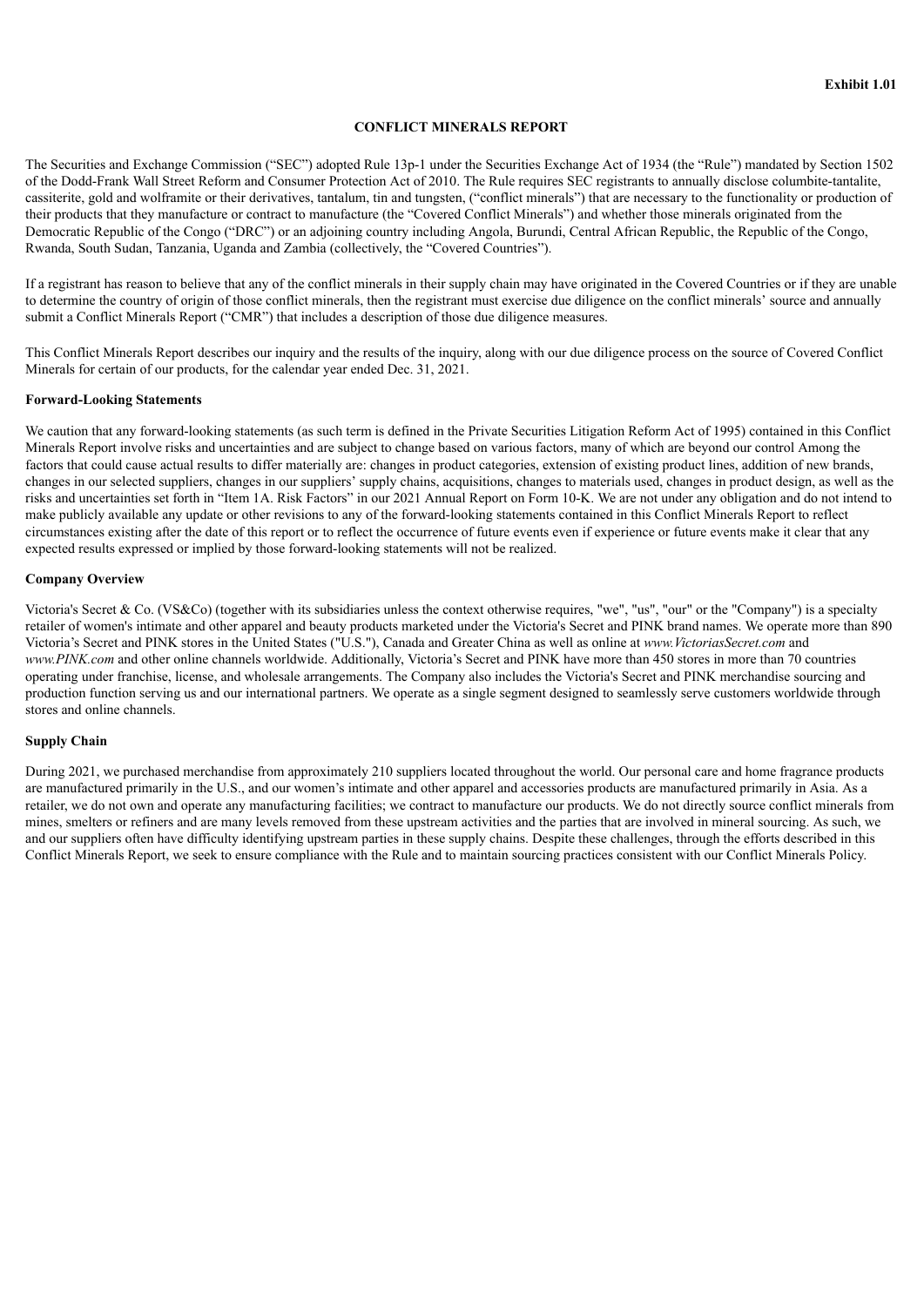**Exhibit 1.01**

# CONFLICT MINERALS REPORT

The Securities and Exchange Commission ("SEC") adopted Rule 13p-1 under the Securities Exchange Act of 1934 (the "Rule") mandated by Section 1502 of the Dodd-Frank Wall Street Reform and Consumer Protection Act of 2010. The Rule requires SEC registrants to annually disclose columbite-tantalite, cassiterite, gold and wolframite or their derivatives, tantalum, tin and tungsten, ("conflict minerals") that are necessary to the functionality or production of their products that they manufacture or contract to manufacture (the "Covered Conflict Minerals") and whether those minerals originated from the Democratic Republic of the Congo ("DRC") or an adjoining country including Angola, Burundi, Central African Republic, the Republic of the Congo, Rwanda, South Sudan, Tanzania, Uganda and Zambia (collectively, the "Covered Countries").

If a registrant has reason to believe that any of the conflict minerals in their supply chain may have originated in the Covered Countries or if they are unable to determine the country of origin of those conflict minerals, then the registrant must exercise due diligence on the conflict minerals' source and annually submit a Conflict Minerals Report ("CMR") that includes a description of those due diligence measures.

This Conflict Minerals Report describes our inquiry and the results of the inquiry, along with our due diligence process on the source of Covered Conflict Minerals for certain of our products, for the calendar year ended Dec. 31, 2021.

## Forward-Looking Statements

We caution that any forward-looking statements (as such term is defined in the Private Securities Litigation Reform Act of 1995) contained in this Conflict Minerals Report involve risks and uncertainties and are subject to change based on various factors, many of which are beyond our control Among the factors that could cause actual results to differ materially are: changes in product categories, extension of existing product lines, addition of new brands, changes in our selected suppliers, changes in our suppliers' supply chains, acquisitions, changes to materials used, changes in product design, as well as the risks and uncertainties set forth in "Item 1A. Risk Factors" in our 2021 Annual Report on Form 10-K. We are not under any obligation and do not intend to make publicly available any update or other revisions to any of the forward-looking statements contained in this Conflict Minerals Report to reflect circumstances existing after the date of this report or to reflect the occurrence of future events even if experience or future events make it clear that any expected results expressed or implied by those forward-looking statements will not be realized.

## Company Overview

Victoria's Secret & Co. (VS&Co) (together with its subsidiaries unless the context otherwise requires, "we", "us", "our" or the "Company") is a specialty retailer of women's intimate and other apparel and beauty products marketed under the Victoria's Secret and PINK brand names. We operate more than 890 Victoria's Secret and PINK stores in the United States ("U.S."), Canada and Greater China as well as online at *www.VictoriasSecret.com* and *www.PINK.com* and other online channels worldwide. Additionally, Victoria's Secret and PINK have more than 450 stores in more than 70 countries operating under franchise, license, and wholesale arrangements. The Company also includes the Victoria's Secret and PINK merchandise sourcing and production function serving us and our international partners. We operate as a single segment designed to seamlessly serve customers worldwide through stores and online channels.

## Supply Chain

During 2021, we purchased merchandise from approximately 210 suppliers located throughout the world. Our personal care and home fragrance products are manufactured primarily in the U.S., and our women's intimate and other apparel and accessories products are manufactured primarily in Asia. As a retailer, we do not own and operate any manufacturing facilities; we contract to manufacture our products. We do not directly source conflict minerals from mines, smelters or refiners and are many levels removed from these upstream activities and the parties that are involved in mineral sourcing. As such, we and our suppliers often have difficulty identifying upstream parties in these supply chains. Despite these challenges, through the efforts described in this Conflict Minerals Report, we seek to ensure compliance with the Rule and to maintain sourcing practices consistent with our Conflict Minerals Policy.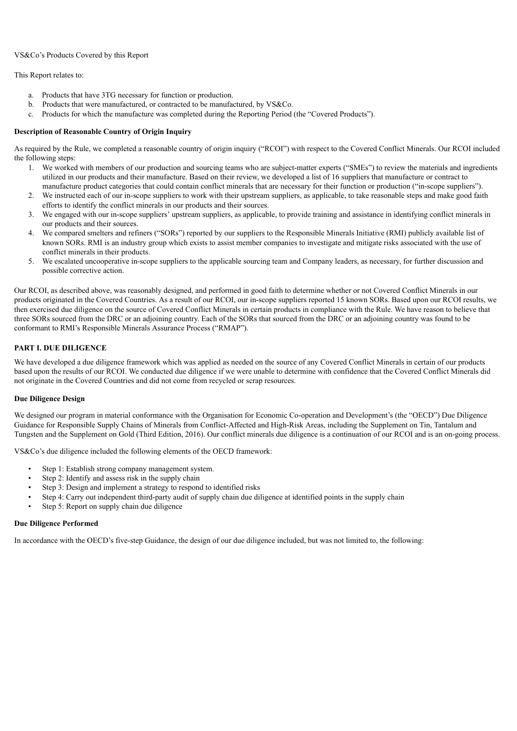VS&Co's Products Covered by this Report

This Report relates to:

a. Products that have 3TG necessary for function or production.
b. Products that were manufactured, or contracted to be manufactured, by VS&Co.
c. Products for which the manufacture was completed during the Reporting Period (the "Covered Products").

**Description of Reasonable Country of Origin Inquiry**

As required by the Rule, we completed a reasonable country of origin inquiry ("RCOI") with respect to the Covered Conflict Minerals. Our RCOI included the following steps:

1. We worked with members of our production and sourcing teams who are subject-matter experts ("SMEs") to review the materials and ingredients utilized in our products and their manufacture. Based on their review, we developed a list of 16 suppliers that manufacture or contract to manufacture product categories that could contain conflict minerals that are necessary for their function or production ("in-scope suppliers").
2. We instructed each of our in-scope suppliers to work with their upstream suppliers, as applicable, to take reasonable steps and make good faith efforts to identify the conflict minerals in our products and their sources.
3. We engaged with our in-scope suppliers' upstream suppliers, as applicable, to provide training and assistance in identifying conflict minerals in our products and their sources.
4. We compared smelters and refiners ("SORs") reported by our suppliers to the Responsible Minerals Initiative (RMI) publicly available list of known SORs. RMI is an industry group which exists to assist member companies to investigate and mitigate risks associated with the use of conflict minerals in their products.
5. We escalated uncooperative in-scope suppliers to the applicable sourcing team and Company leaders, as necessary, for further discussion and possible corrective action.

Our RCOI, as described above, was reasonably designed, and performed in good faith to determine whether or not Covered Conflict Minerals in our products originated in the Covered Countries. As a result of our RCOI, our in-scope suppliers reported 15 known SORs. Based upon our RCOI results, we then exercised due diligence on the source of Covered Conflict Minerals in certain products in compliance with the Rule. We have reason to believe that three SORs sourced from the DRC or an adjoining country. Each of the SORs that sourced from the DRC or an adjoining country was found to be conformant to RMI's Responsible Minerals Assurance Process ("RMAP").

## PART I. DUE DILIGENCE

We have developed a due diligence framework which was applied as needed on the source of any Covered Conflict Minerals in certain of our products based upon the results of our RCOI. We conducted due diligence if we were unable to determine with confidence that the Covered Conflict Minerals did not originate in the Covered Countries and did not come from recycled or scrap resources.

**Due Diligence Design**

We designed our program in material conformance with the Organisation for Economic Co-operation and Development's (the "OECD") Due Diligence Guidance for Responsible Supply Chains of Minerals from Conflict-Affected and High-Risk Areas, including the Supplement on Tin, Tantalum and Tungsten and the Supplement on Gold (Third Edition, 2016). Our conflict minerals due diligence is a continuation of our RCOI and is an on-going process.

VS&Co's due diligence included the following elements of the OECD framework:

- Step 1: Establish strong company management system.
- Step 2: Identify and assess risk in the supply chain
- Step 3: Design and implement a strategy to respond to identified risks
- Step 4: Carry out independent third-party audit of supply chain due diligence at identified points in the supply chain
- Step 5: Report on supply chain due diligence

**Due Diligence Performed**

In accordance with the OECD's five-step Guidance, the design of our due diligence included, but was not limited to, the following: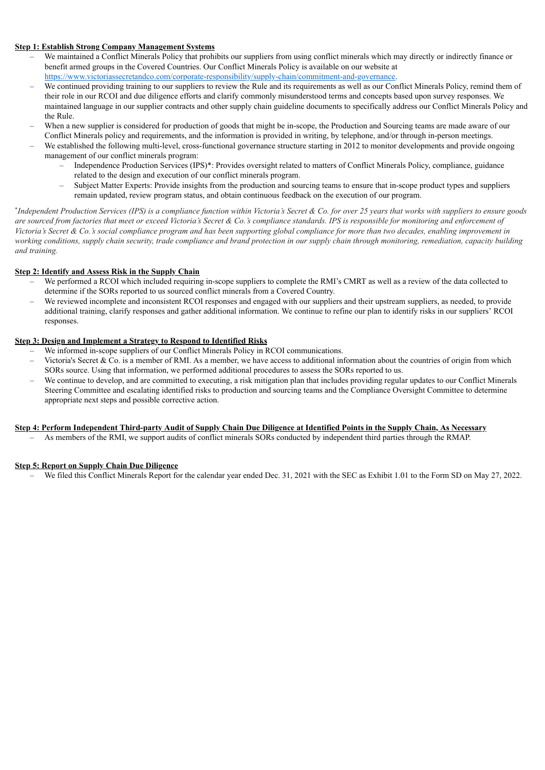**Step 1: Establish Strong Company Management Systems**

- We maintained a Conflict Minerals Policy that prohibits our suppliers from using conflict minerals which may directly or indirectly finance or benefit armed groups in the Covered Countries. Our Conflict Minerals Policy is available on our website at [https://www.victoriassecretandco.com/corporate-responsibility/supply-chain/commitment-and-governance](https://www.victoriassecretandco.com/corporate-responsibility/supply-chain/commitment-and-governance).
- We continued providing training to our suppliers to review the Rule and its requirements as well as our Conflict Minerals Policy, remind them of their role in our RCOI and due diligence efforts and clarify commonly misunderstood terms and concepts based upon survey responses. We maintained language in our supplier contracts and other supply chain guideline documents to specifically address our Conflict Minerals Policy and the Rule.
- When a new supplier is considered for production of goods that might be in-scope, the Production and Sourcing teams are made aware of our Conflict Minerals policy and requirements, and the information is provided in writing, by telephone, and/or through in-person meetings.
- We established the following multi-level, cross-functional governance structure starting in 2012 to monitor developments and provide ongoing management of our conflict minerals program:
  - Independence Production Services (IPS)*: Provides oversight related to matters of Conflict Minerals Policy, compliance, guidance related to the design and execution of our conflict minerals program.
  - Subject Matter Experts: Provide insights from the production and sourcing teams to ensure that in-scope product types and suppliers remain updated, review program status, and obtain continuous feedback on the execution of our program.

*\*Independent Production Services (IPS) is a compliance function within Victoria's Secret & Co. for over 25 years that works with suppliers to ensure goods are sourced from factories that meet or exceed Victoria's Secret & Co.'s compliance standards. IPS is responsible for monitoring and enforcement of Victoria's Secret & Co.'s social compliance program and has been supporting global compliance for more than two decades, enabling improvement in working conditions, supply chain security, trade compliance and brand protection in our supply chain through monitoring, remediation, capacity building and training.*

**Step 2: Identify and Assess Risk in the Supply Chain**

- We performed a RCOI which included requiring in-scope suppliers to complete the RMI's CMRT as well as a review of the data collected to determine if the SORs reported to us sourced conflict minerals from a Covered Country.
- We reviewed incomplete and inconsistent RCOI responses and engaged with our suppliers and their upstream suppliers, as needed, to provide additional training, clarify responses and gather additional information. We continue to refine our plan to identify risks in our suppliers' RCOI responses.

**Step 3: Design and Implement a Strategy to Respond to Identified Risks**

- We informed in-scope suppliers of our Conflict Minerals Policy in RCOI communications.
- Victoria's Secret & Co. is a member of RMI. As a member, we have access to additional information about the countries of origin from which SORs source. Using that information, we performed additional procedures to assess the SORs reported to us.
- We continue to develop, and are committed to executing, a risk mitigation plan that includes providing regular updates to our Conflict Minerals Steering Committee and escalating identified risks to production and sourcing teams and the Compliance Oversight Committee to determine appropriate next steps and possible corrective action.

**Step 4: Perform Independent Third-party Audit of Supply Chain Due Diligence at Identified Points in the Supply Chain, As Necessary**

- As members of the RMI, we support audits of conflict minerals SORs conducted by independent third parties through the RMAP.

**Step 5: Report on Supply Chain Due Diligence**

- We filed this Conflict Minerals Report for the calendar year ended Dec. 31, 2021 with the SEC as Exhibit 1.01 to the Form SD on May 27, 2022.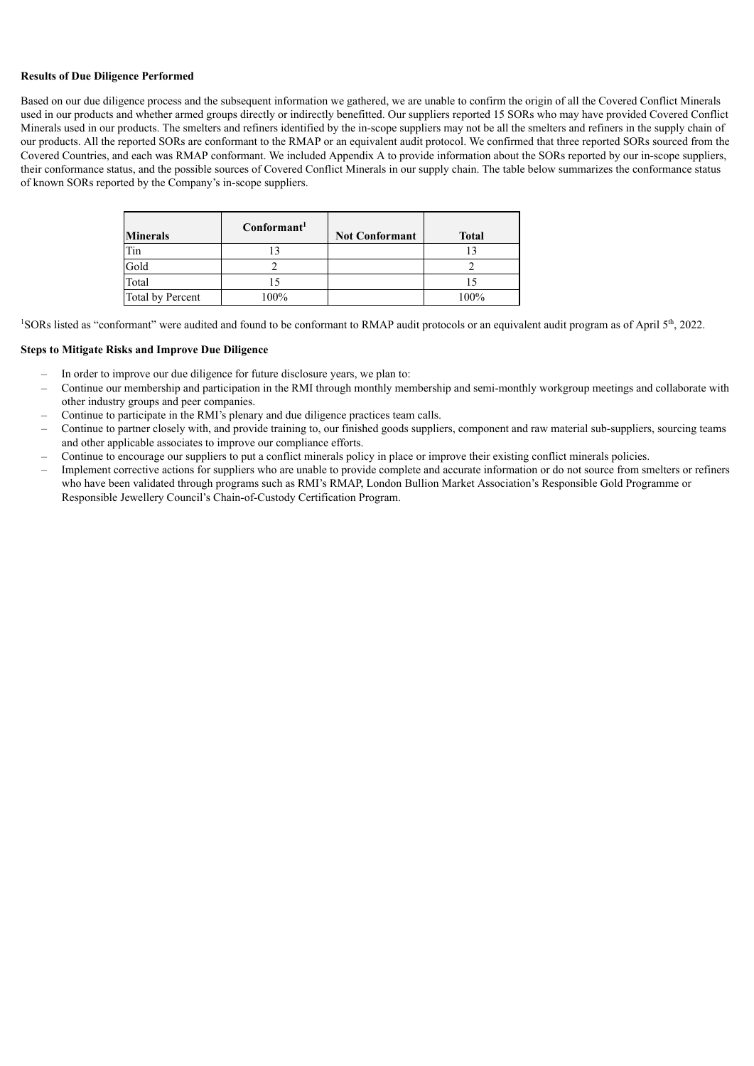**Results of Due Diligence Performed**

Based on our due diligence process and the subsequent information we gathered, we are unable to confirm the origin of all the Covered Conflict Minerals used in our products and whether armed groups directly or indirectly benefitted. Our suppliers reported 15 SORs who may have provided Covered Conflict Minerals used in our products. The smelters and refiners identified by the in-scope suppliers may not be all the smelters and refiners in the supply chain of our products. All the reported SORs are conformant to the RMAP or an equivalent audit protocol. We confirmed that three reported SORs sourced from the Covered Countries, and each was RMAP conformant. We included Appendix A to provide information about the SORs reported by our in-scope suppliers, their conformance status, and the possible sources of Covered Conflict Minerals in our supply chain. The table below summarizes the conformance status of known SORs reported by the Company's in-scope suppliers.

| Minerals | Conformant[1] | Not Conformant | Total |
|---|---|---|---|
| Tin | 13 | | 13 |
| Gold | 2 | | 2 |
| Total | 15 | | 15 |
| Total by Percent | 100% | | 100% |

[1]SORs listed as "conformant" were audited and found to be conformant to RMAP audit protocols or an equivalent audit program as of April 5th, 2022.

**Steps to Mitigate Risks and Improve Due Diligence**

- In order to improve our due diligence for future disclosure years, we plan to:
- Continue our membership and participation in the RMI through monthly membership and semi-monthly workgroup meetings and collaborate with other industry groups and peer companies.
- Continue to participate in the RMI's plenary and due diligence practices team calls.
- Continue to partner closely with, and provide training to, our finished goods suppliers, component and raw material sub-suppliers, sourcing teams and other applicable associates to improve our compliance efforts.
- Continue to encourage our suppliers to put a conflict minerals policy in place or improve their existing conflict minerals policies.
- Implement corrective actions for suppliers who are unable to provide complete and accurate information or do not source from smelters or refiners who have been validated through programs such as RMI's RMAP, London Bullion Market Association's Responsible Gold Programme or Responsible Jewellery Council's Chain-of-Custody Certification Program.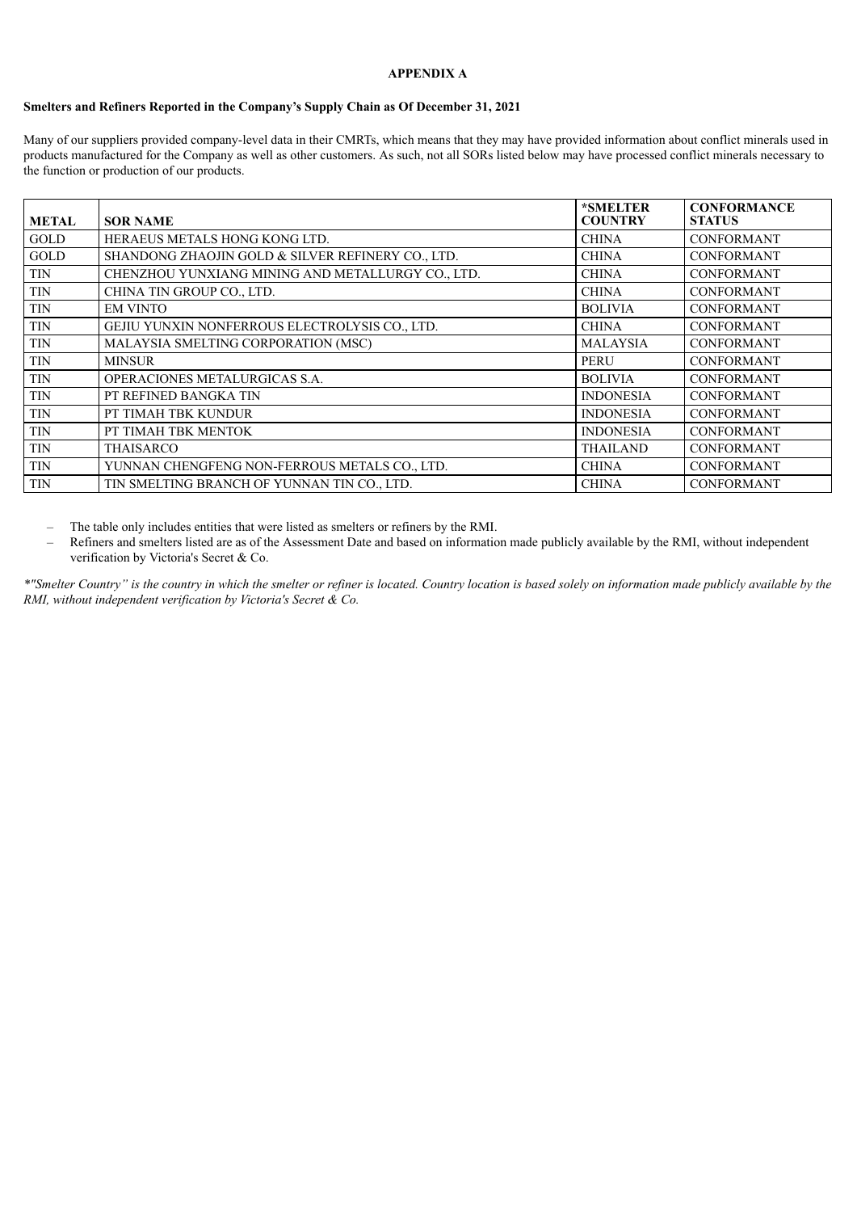**APPENDIX A**

**Smelters and Refiners Reported in the Company's Supply Chain as Of December 31, 2021**

Many of our suppliers provided company-level data in their CMRTs, which means that they may have provided information about conflict minerals used in products manufactured for the Company as well as other customers. As such, not all SORs listed below may have processed conflict minerals necessary to the function or production of our products.

| METAL | SOR NAME | *SMELTER COUNTRY | CONFORMANCE STATUS |
|---|---|---|---|
| GOLD | HERAEUS METALS HONG KONG LTD. | CHINA | CONFORMANT |
| GOLD | SHANDONG ZHAOJIN GOLD & SILVER REFINERY CO., LTD. | CHINA | CONFORMANT |
| TIN | CHENZHOU YUNXIANG MINING AND METALLURGY CO., LTD. | CHINA | CONFORMANT |
| TIN | CHINA TIN GROUP CO., LTD. | CHINA | CONFORMANT |
| TIN | EM VINTO | BOLIVIA | CONFORMANT |
| TIN | GEJIU YUNXIN NONFERROUS ELECTROLYSIS CO., LTD. | CHINA | CONFORMANT |
| TIN | MALAYSIA SMELTING CORPORATION (MSC) | MALAYSIA | CONFORMANT |
| TIN | MINSUR | PERU | CONFORMANT |
| TIN | OPERACIONES METALURGICAS S.A. | BOLIVIA | CONFORMANT |
| TIN | PT REFINED BANGKA TIN | INDONESIA | CONFORMANT |
| TIN | PT TIMAH TBK KUNDUR | INDONESIA | CONFORMANT |
| TIN | PT TIMAH TBK MENTOK | INDONESIA | CONFORMANT |
| TIN | THAISARCO | THAILAND | CONFORMANT |
| TIN | YUNNAN CHENGFENG NON-FERROUS METALS CO., LTD. | CHINA | CONFORMANT |
| TIN | TIN SMELTING BRANCH OF YUNNAN TIN CO., LTD. | CHINA | CONFORMANT |

- The table only includes entities that were listed as smelters or refiners by the RMI.
- Refiners and smelters listed are as of the Assessment Date and based on information made publicly available by the RMI, without independent verification by Victoria's Secret & Co.

*\*"Smelter Country" is the country in which the smelter or refiner is located. Country location is based solely on information made publicly available by the RMI, without independent verification by Victoria's Secret & Co.*